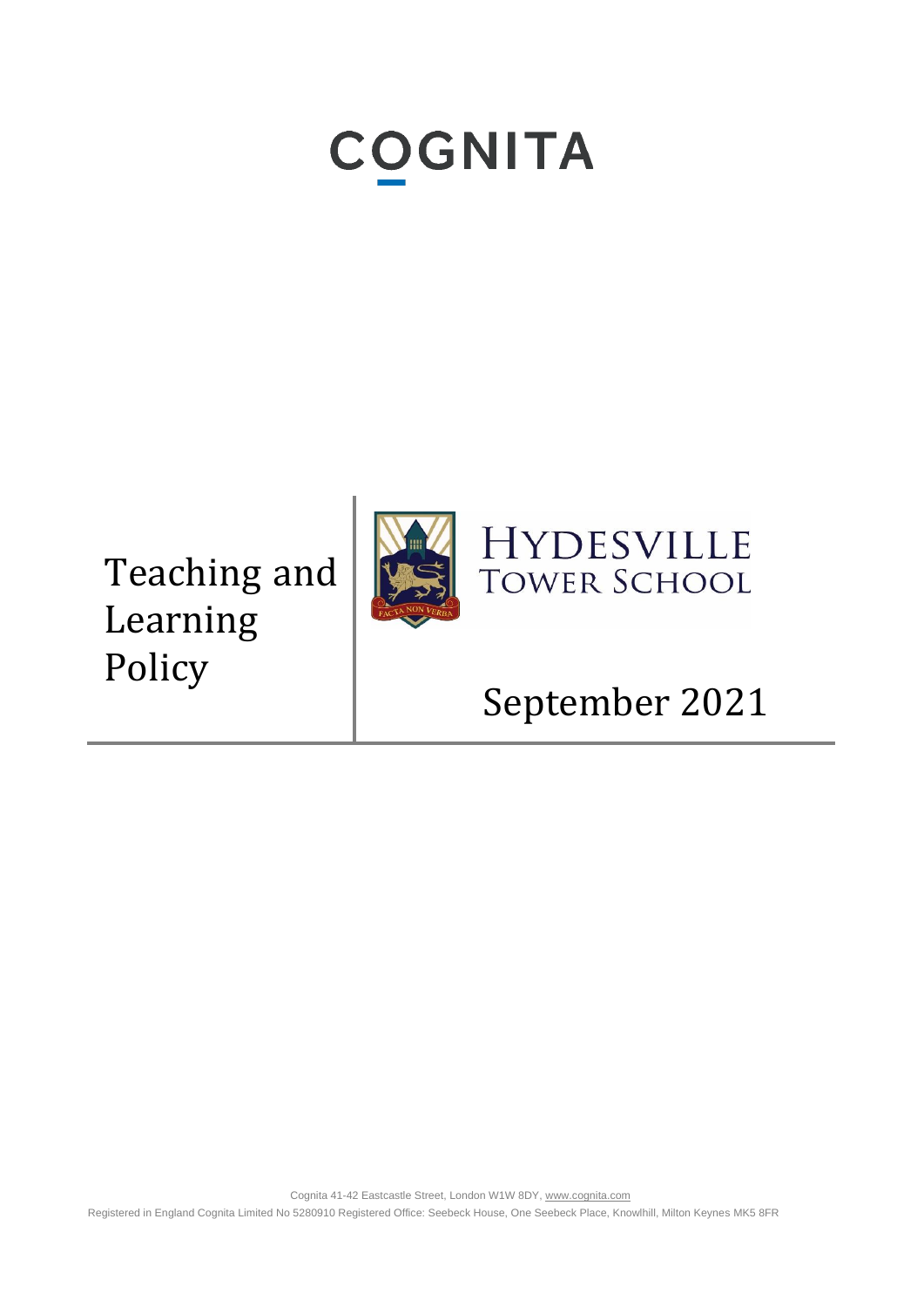COGNITA

# Teaching and Learning Policy

HYDESVILLE TOWER SCHOOL

FACTA NON VERBA

September 2021

Cognita 41-42 Eastcastle Street, London W1W 8DY, www.cognita.com

Registered in England Cognita Limited No 5280910 Registered Office: Seebeck House, One Seebeck Place, Knowlhill, Milton Keynes MK5 8FR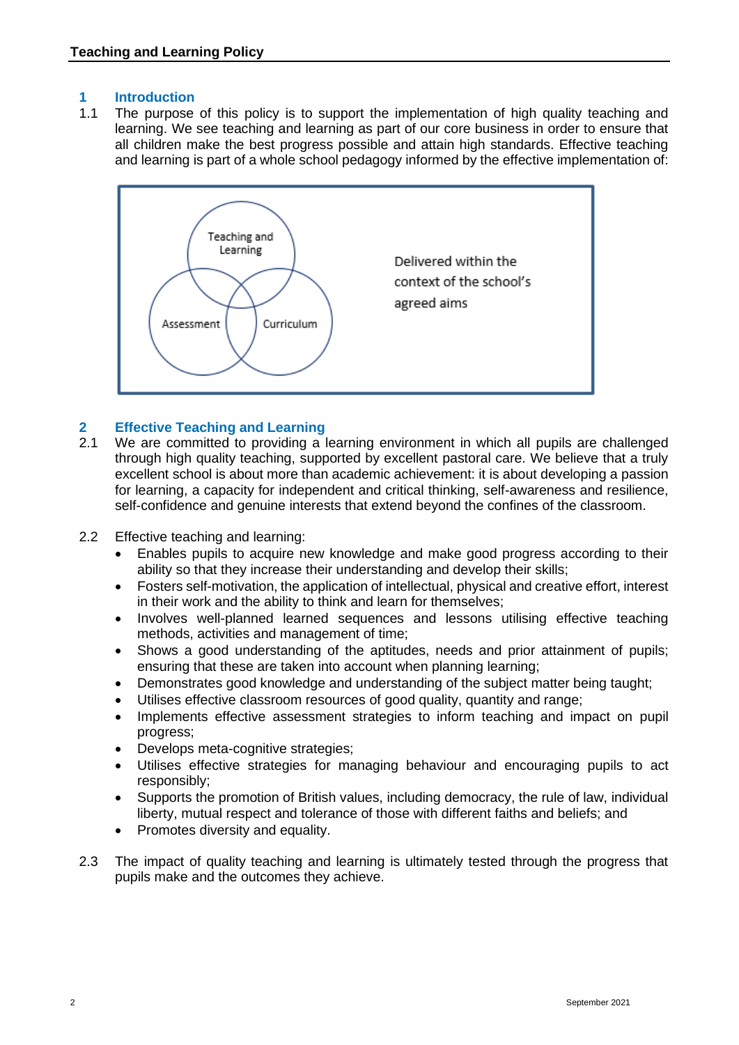## 1 Introduction

1.1 The purpose of this policy is to support the implementation of high quality teaching and learning. We see teaching and learning as part of our core business in order to ensure that all children make the best progress possible and attain high standards. Effective teaching and learning is part of a whole school pedagogy informed by the effective implementation of:

Teaching and Learning

Assessment

Curriculum

Delivered within the context of the school's agreed aims

## 2 Effective Teaching and Learning

2.1 We are committed to providing a learning environment in which all pupils are challenged through high quality teaching, supported by excellent pastoral care. We believe that a truly excellent school is about more than academic achievement: it is about developing a passion for learning, a capacity for independent and critical thinking, self-awareness and resilience, self-confidence and genuine interests that extend beyond the confines of the classroom.

2.2 Effective teaching and learning:

- Enables pupils to acquire new knowledge and make good progress according to their ability so that they increase their understanding and develop their skills;
- Fosters self-motivation, the application of intellectual, physical and creative effort, interest in their work and the ability to think and learn for themselves;
- Involves well-planned learned sequences and lessons utilising effective teaching methods, activities and management of time;
- Shows a good understanding of the aptitudes, needs and prior attainment of pupils; ensuring that these are taken into account when planning learning;
- Demonstrates good knowledge and understanding of the subject matter being taught;
- Utilises effective classroom resources of good quality, quantity and range;
- Implements effective assessment strategies to inform teaching and impact on pupil progress;
- Develops meta-cognitive strategies;
- Utilises effective strategies for managing behaviour and encouraging pupils to act responsibly;
- Supports the promotion of British values, including democracy, the rule of law, individual liberty, mutual respect and tolerance of those with different faiths and beliefs; and
- Promotes diversity and equality.

2.3 The impact of quality teaching and learning is ultimately tested through the progress that pupils make and the outcomes they achieve.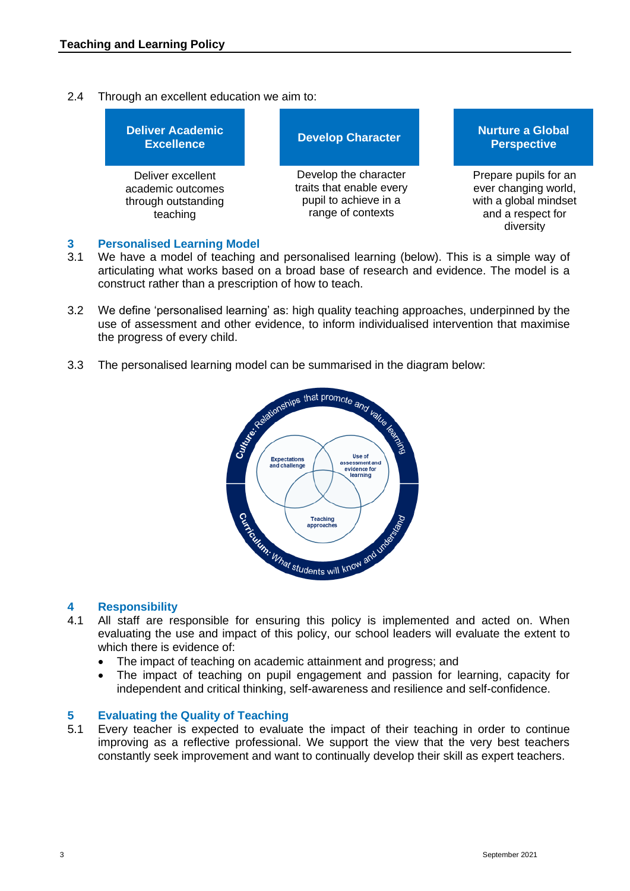2.4 Through an excellent education we aim to:

| Deliver Academic Excellence | Develop Character | Nurture a Global Perspective |
| --- | --- | --- |
| Deliver excellent academic outcomes through outstanding teaching | Develop the character traits that enable every pupil to achieve in a range of contexts | Prepare pupils for an ever changing world, with a global mindset and a respect for diversity |

## 3 Personalised Learning Model

3.1 We have a model of teaching and personalised learning (below). This is a simple way of articulating what works based on a broad base of research and evidence. The model is a construct rather than a prescription of how to teach.

3.2 We define 'personalised learning' as: high quality teaching approaches, underpinned by the use of assessment and other evidence, to inform individualised intervention that maximise the progress of every child.

3.3 The personalised learning model can be summarised in the diagram below:

Culture: Relationships that promote and value learning

Expectations and challenge

Use of assessment and evidence for learning

Teaching approaches

Curriculum: What students will know and understand

## 4 Responsibility

4.1 All staff are responsible for ensuring this policy is implemented and acted on. When evaluating the use and impact of this policy, our school leaders will evaluate the extent to which there is evidence of:

- The impact of teaching on academic attainment and progress; and
- The impact of teaching on pupil engagement and passion for learning, capacity for independent and critical thinking, self-awareness and resilience and self-confidence.

## 5 Evaluating the Quality of Teaching

5.1 Every teacher is expected to evaluate the impact of their teaching in order to continue improving as a reflective professional. We support the view that the very best teachers constantly seek improvement and want to continually develop their skill as expert teachers.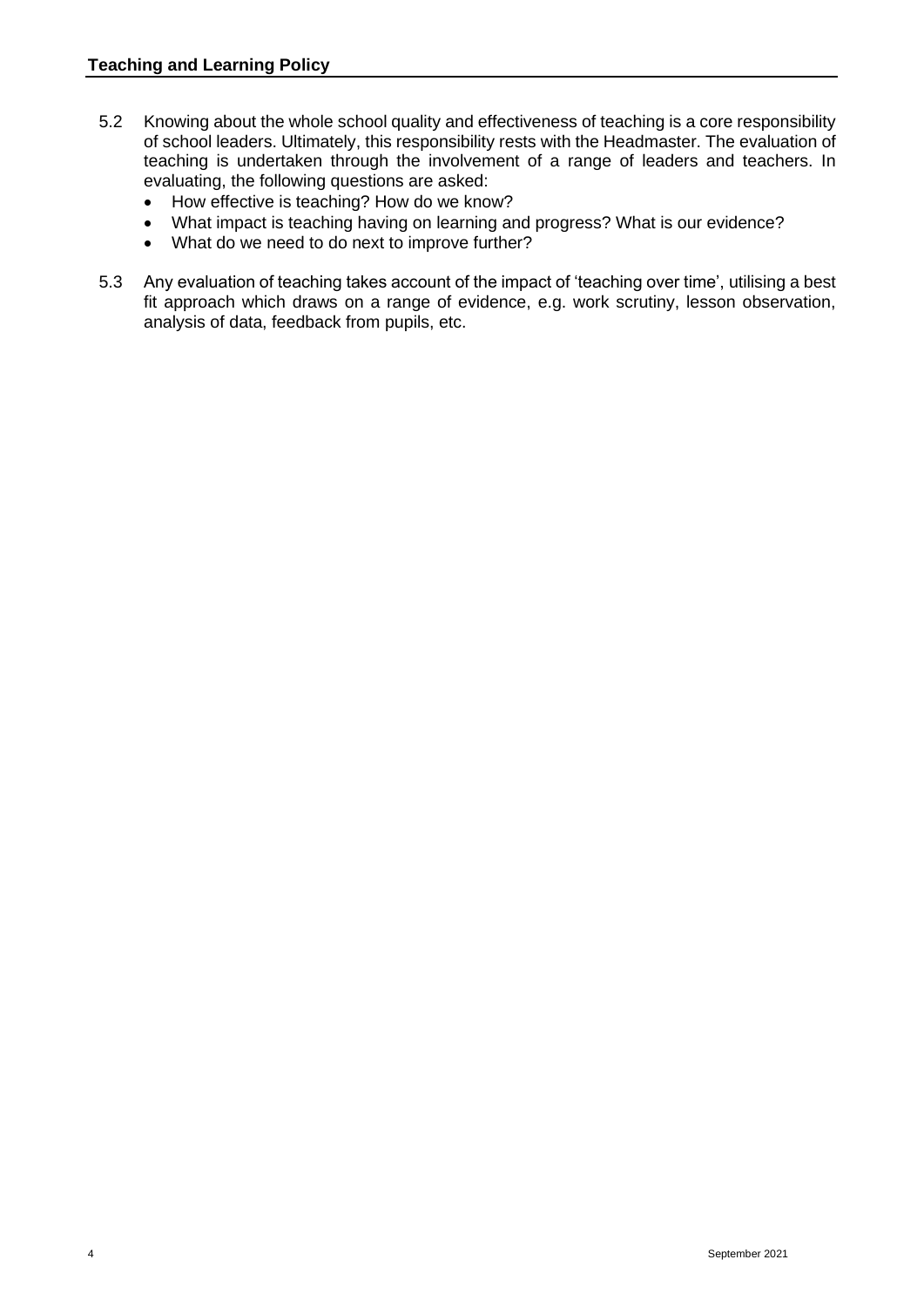5.2 Knowing about the whole school quality and effectiveness of teaching is a core responsibility of school leaders. Ultimately, this responsibility rests with the Headmaster. The evaluation of teaching is undertaken through the involvement of a range of leaders and teachers. In evaluating, the following questions are asked:

- How effective is teaching? How do we know?
- What impact is teaching having on learning and progress? What is our evidence?
- What do we need to do next to improve further?

5.3 Any evaluation of teaching takes account of the impact of 'teaching over time', utilising a best fit approach which draws on a range of evidence, e.g. work scrutiny, lesson observation, analysis of data, feedback from pupils, etc.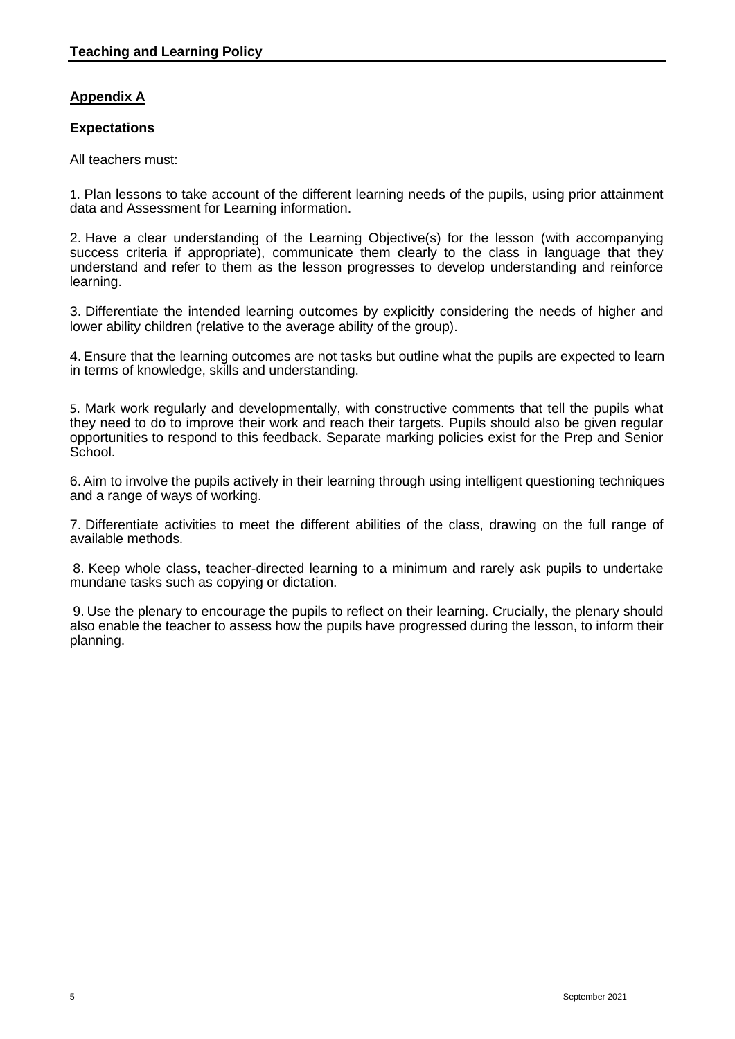## Appendix A

### Expectations

All teachers must:

1. Plan lessons to take account of the different learning needs of the pupils, using prior attainment data and Assessment for Learning information.

2. Have a clear understanding of the Learning Objective(s) for the lesson (with accompanying success criteria if appropriate), communicate them clearly to the class in language that they understand and refer to them as the lesson progresses to develop understanding and reinforce learning.

3. Differentiate the intended learning outcomes by explicitly considering the needs of higher and lower ability children (relative to the average ability of the group).

4. Ensure that the learning outcomes are not tasks but outline what the pupils are expected to learn in terms of knowledge, skills and understanding.

5. Mark work regularly and developmentally, with constructive comments that tell the pupils what they need to do to improve their work and reach their targets. Pupils should also be given regular opportunities to respond to this feedback. Separate marking policies exist for the Prep and Senior School.

6. Aim to involve the pupils actively in their learning through using intelligent questioning techniques and a range of ways of working.

7. Differentiate activities to meet the different abilities of the class, drawing on the full range of available methods.

8. Keep whole class, teacher-directed learning to a minimum and rarely ask pupils to undertake mundane tasks such as copying or dictation.

9. Use the plenary to encourage the pupils to reflect on their learning. Crucially, the plenary should also enable the teacher to assess how the pupils have progressed during the lesson, to inform their planning.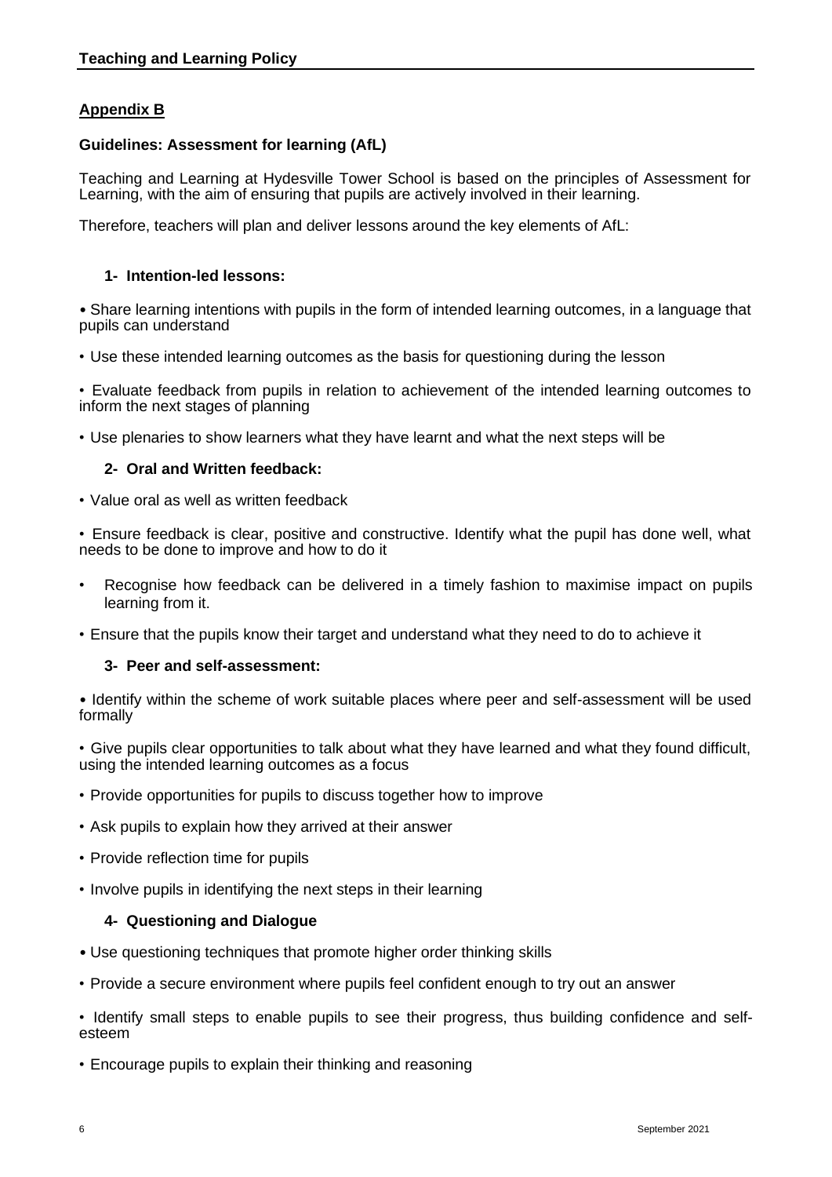## Appendix B

### Guidelines: Assessment for learning (AfL)

Teaching and Learning at Hydesville Tower School is based on the principles of Assessment for Learning, with the aim of ensuring that pupils are actively involved in their learning.

Therefore, teachers will plan and deliver lessons around the key elements of AfL:

#### 1- Intention-led lessons:

- Share learning intentions with pupils in the form of intended learning outcomes, in a language that pupils can understand
- Use these intended learning outcomes as the basis for questioning during the lesson
- Evaluate feedback from pupils in relation to achievement of the intended learning outcomes to inform the next stages of planning
- Use plenaries to show learners what they have learnt and what the next steps will be

#### 2- Oral and Written feedback:

- Value oral as well as written feedback
- Ensure feedback is clear, positive and constructive. Identify what the pupil has done well, what needs to be done to improve and how to do it
- Recognise how feedback can be delivered in a timely fashion to maximise impact on pupils learning from it.
- Ensure that the pupils know their target and understand what they need to do to achieve it

#### 3- Peer and self-assessment:

- Identify within the scheme of work suitable places where peer and self-assessment will be used formally
- Give pupils clear opportunities to talk about what they have learned and what they found difficult, using the intended learning outcomes as a focus
- Provide opportunities for pupils to discuss together how to improve
- Ask pupils to explain how they arrived at their answer
- Provide reflection time for pupils
- Involve pupils in identifying the next steps in their learning

#### 4- Questioning and Dialogue

- Use questioning techniques that promote higher order thinking skills
- Provide a secure environment where pupils feel confident enough to try out an answer
- Identify small steps to enable pupils to see their progress, thus building confidence and self-esteem
- Encourage pupils to explain their thinking and reasoning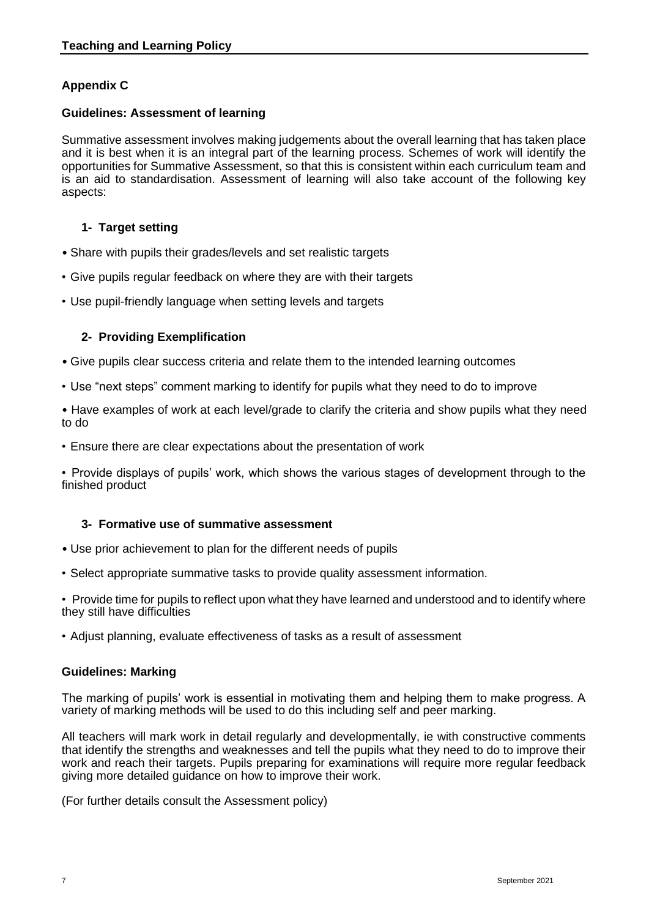## Appendix C

### Guidelines: Assessment of learning

Summative assessment involves making judgements about the overall learning that has taken place and it is best when it is an integral part of the learning process. Schemes of work will identify the opportunities for Summative Assessment, so that this is consistent within each curriculum team and is an aid to standardisation. Assessment of learning will also take account of the following key aspects:

#### 1- Target setting

- Share with pupils their grades/levels and set realistic targets
- Give pupils regular feedback on where they are with their targets
- Use pupil-friendly language when setting levels and targets

#### 2- Providing Exemplification

- Give pupils clear success criteria and relate them to the intended learning outcomes
- Use "next steps" comment marking to identify for pupils what they need to do to improve
- Have examples of work at each level/grade to clarify the criteria and show pupils what they need to do
- Ensure there are clear expectations about the presentation of work
- Provide displays of pupils' work, which shows the various stages of development through to the finished product

#### 3- Formative use of summative assessment

- Use prior achievement to plan for the different needs of pupils
- Select appropriate summative tasks to provide quality assessment information.
- Provide time for pupils to reflect upon what they have learned and understood and to identify where they still have difficulties
- Adjust planning, evaluate effectiveness of tasks as a result of assessment

### Guidelines: Marking

The marking of pupils' work is essential in motivating them and helping them to make progress. A variety of marking methods will be used to do this including self and peer marking.

All teachers will mark work in detail regularly and developmentally, ie with constructive comments that identify the strengths and weaknesses and tell the pupils what they need to do to improve their work and reach their targets. Pupils preparing for examinations will require more regular feedback giving more detailed guidance on how to improve their work.

(For further details consult the Assessment policy)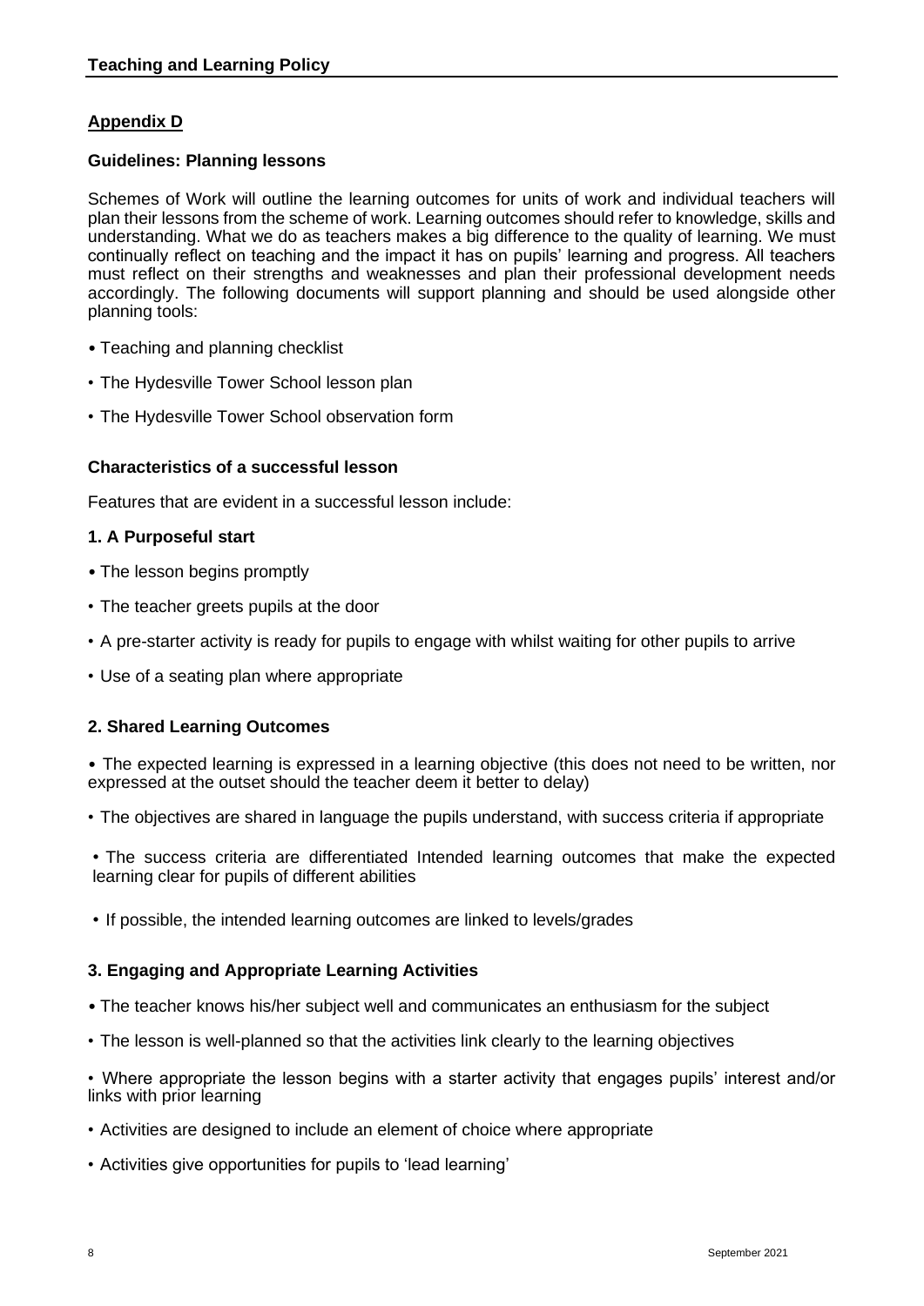## Appendix D

### Guidelines: Planning lessons

Schemes of Work will outline the learning outcomes for units of work and individual teachers will plan their lessons from the scheme of work. Learning outcomes should refer to knowledge, skills and understanding. What we do as teachers makes a big difference to the quality of learning. We must continually reflect on teaching and the impact it has on pupils' learning and progress. All teachers must reflect on their strengths and weaknesses and plan their professional development needs accordingly. The following documents will support planning and should be used alongside other planning tools:

- Teaching and planning checklist
- The Hydesville Tower School lesson plan
- The Hydesville Tower School observation form

### Characteristics of a successful lesson

Features that are evident in a successful lesson include:

#### 1. A Purposeful start

- The lesson begins promptly
- The teacher greets pupils at the door
- A pre-starter activity is ready for pupils to engage with whilst waiting for other pupils to arrive
- Use of a seating plan where appropriate

#### 2. Shared Learning Outcomes

- The expected learning is expressed in a learning objective (this does not need to be written, nor expressed at the outset should the teacher deem it better to delay)
- The objectives are shared in language the pupils understand, with success criteria if appropriate
- The success criteria are differentiated Intended learning outcomes that make the expected learning clear for pupils of different abilities
- If possible, the intended learning outcomes are linked to levels/grades

#### 3. Engaging and Appropriate Learning Activities

- The teacher knows his/her subject well and communicates an enthusiasm for the subject
- The lesson is well-planned so that the activities link clearly to the learning objectives
- Where appropriate the lesson begins with a starter activity that engages pupils' interest and/or links with prior learning
- Activities are designed to include an element of choice where appropriate
- Activities give opportunities for pupils to 'lead learning'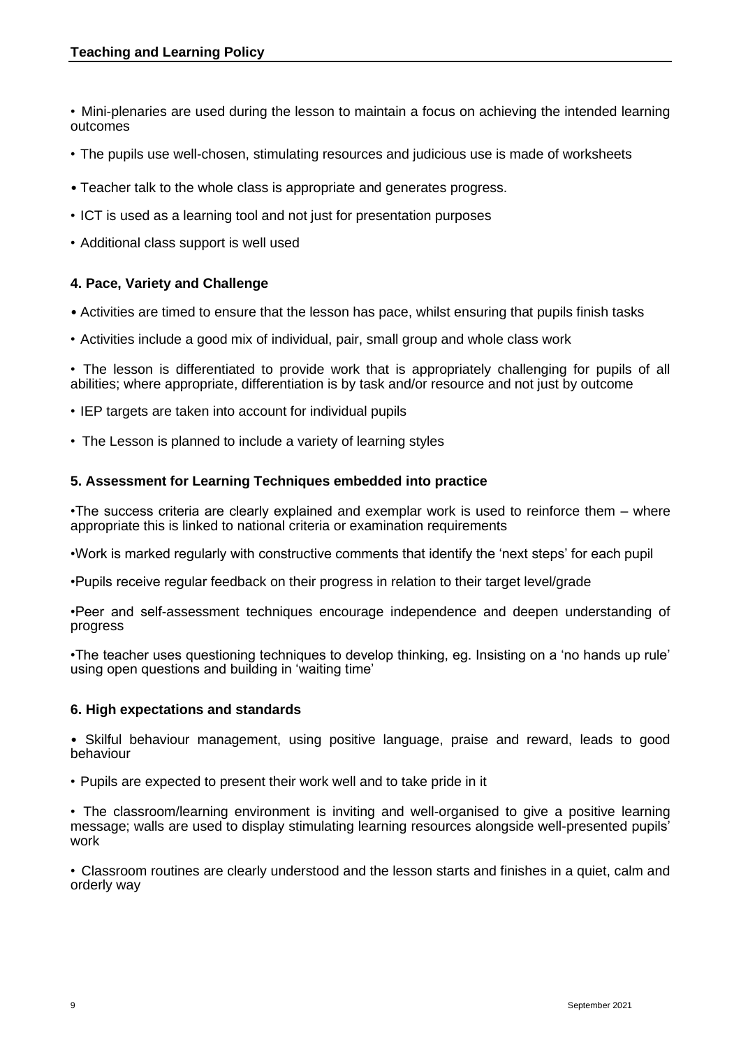- Mini-plenaries are used during the lesson to maintain a focus on achieving the intended learning outcomes
- The pupils use well-chosen, stimulating resources and judicious use is made of worksheets
- Teacher talk to the whole class is appropriate and generates progress.
- ICT is used as a learning tool and not just for presentation purposes
- Additional class support is well used

### 4. Pace, Variety and Challenge

- Activities are timed to ensure that the lesson has pace, whilst ensuring that pupils finish tasks
- Activities include a good mix of individual, pair, small group and whole class work
- The lesson is differentiated to provide work that is appropriately challenging for pupils of all abilities; where appropriate, differentiation is by task and/or resource and not just by outcome
- IEP targets are taken into account for individual pupils
- The Lesson is planned to include a variety of learning styles

### 5. Assessment for Learning Techniques embedded into practice

- The success criteria are clearly explained and exemplar work is used to reinforce them – where appropriate this is linked to national criteria or examination requirements
- Work is marked regularly with constructive comments that identify the 'next steps' for each pupil
- Pupils receive regular feedback on their progress in relation to their target level/grade
- Peer and self-assessment techniques encourage independence and deepen understanding of progress
- The teacher uses questioning techniques to develop thinking, eg. Insisting on a 'no hands up rule' using open questions and building in 'waiting time'

### 6. High expectations and standards

- Skilful behaviour management, using positive language, praise and reward, leads to good behaviour
- Pupils are expected to present their work well and to take pride in it
- The classroom/learning environment is inviting and well-organised to give a positive learning message; walls are used to display stimulating learning resources alongside well-presented pupils' work
- Classroom routines are clearly understood and the lesson starts and finishes in a quiet, calm and orderly way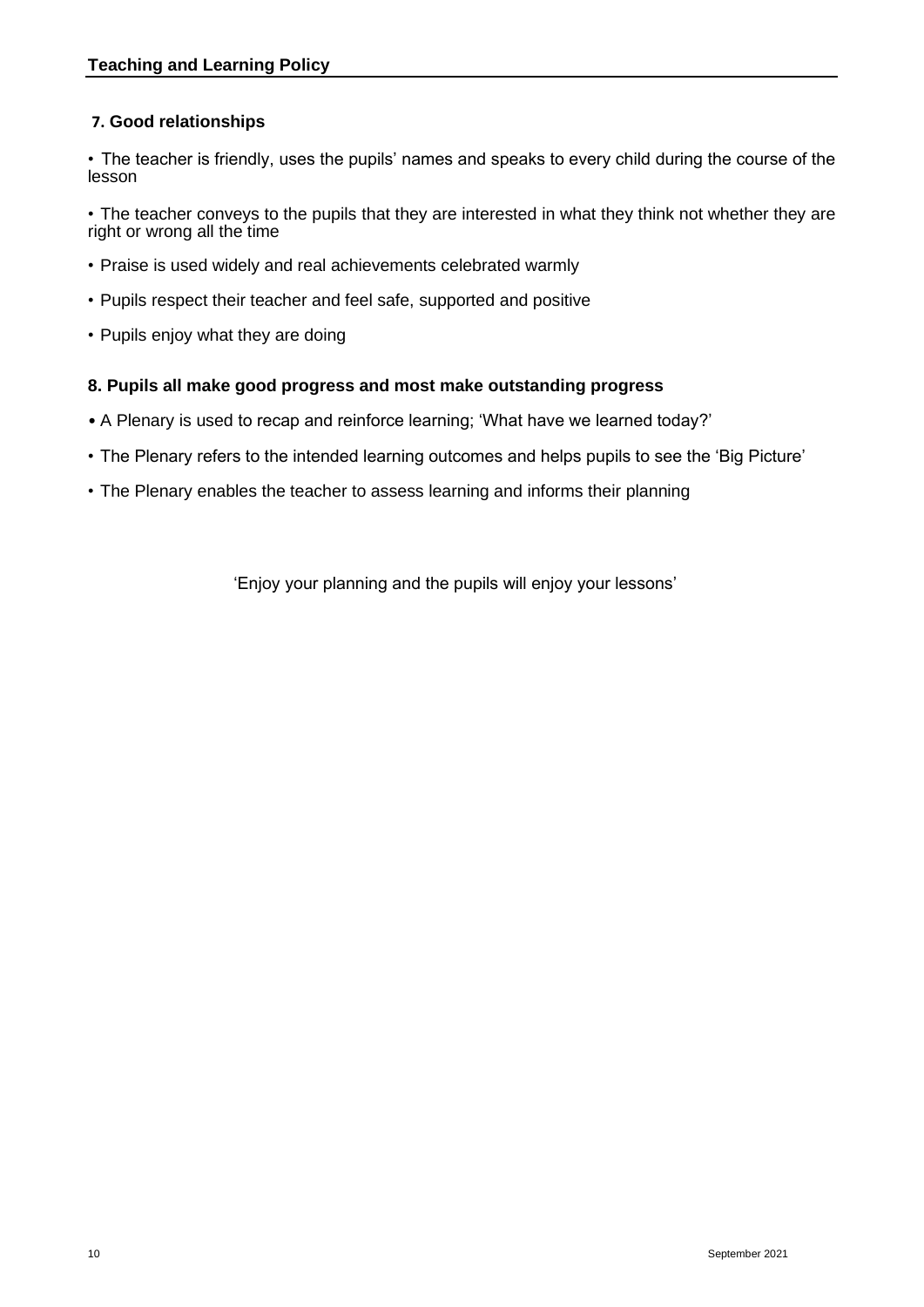### 7. Good relationships

- The teacher is friendly, uses the pupils' names and speaks to every child during the course of the lesson
- The teacher conveys to the pupils that they are interested in what they think not whether they are right or wrong all the time
- Praise is used widely and real achievements celebrated warmly
- Pupils respect their teacher and feel safe, supported and positive
- Pupils enjoy what they are doing

### 8. Pupils all make good progress and most make outstanding progress

- A Plenary is used to recap and reinforce learning; 'What have we learned today?'
- The Plenary refers to the intended learning outcomes and helps pupils to see the 'Big Picture'
- The Plenary enables the teacher to assess learning and informs their planning

'Enjoy your planning and the pupils will enjoy your lessons'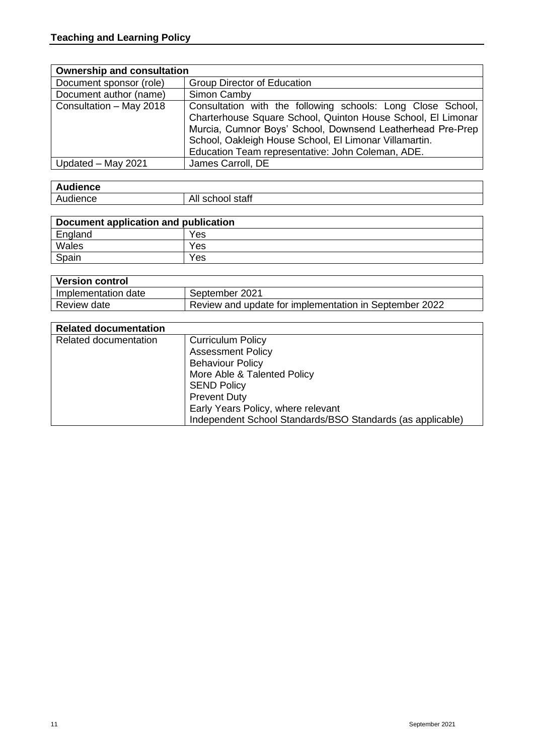| Ownership and consultation | |
|---|---|
| Document sponsor (role) | Group Director of Education |
| Document author (name) | Simon Camby |
| Consultation – May 2018 | Consultation with the following schools: Long Close School, Charterhouse Square School, Quinton House School, El Limonar Murcia, Cumnor Boys' School, Downsend Leatherhead Pre-Prep School, Oakleigh House School, El Limonar Villamartin. Education Team representative: John Coleman, ADE. |
| Updated – May 2021 | James Carroll, DE |

| Audience | |
|---|---|
| Audience | All school staff |

| Document application and publication | |
|---|---|
| England | Yes |
| Wales | Yes |
| Spain | Yes |

| Version control | |
|---|---|
| Implementation date | September 2021 |
| Review date | Review and update for implementation in September 2022 |

| Related documentation | |
|---|---|
| Related documentation | Curriculum Policy<br>Assessment Policy<br>Behaviour Policy<br>More Able & Talented Policy<br>SEND Policy<br>Prevent Duty<br>Early Years Policy, where relevant<br>Independent School Standards/BSO Standards (as applicable) |